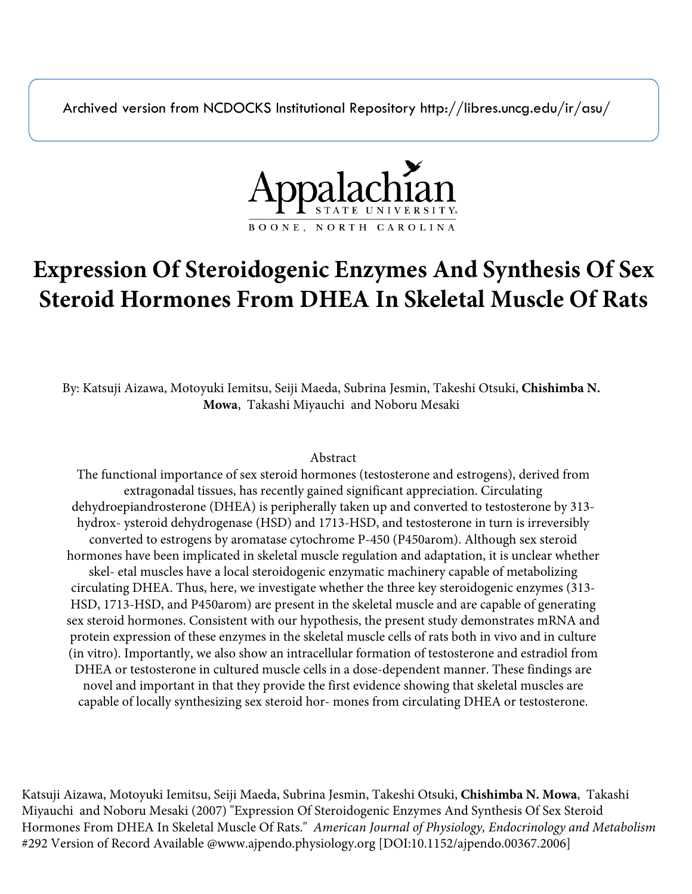Archived version from NCDOCKS Institutional Repository http://libres.uncg.edu/ir/asu/

Appalachian State University
BOONE, NORTH CAROLINA

# Expression Of Steroidogenic Enzymes And Synthesis Of Sex Steroid Hormones From DHEA In Skeletal Muscle Of Rats

By: Katsuji Aizawa, Motoyuki Iemitsu, Seiji Maeda, Subrina Jesmin, Takeshi Otsuki, **Chishimba N. Mowa**, Takashi Miyauchi and Noboru Mesaki

## Abstract

The functional importance of sex steroid hormones (testosterone and estrogens), derived from extragonadal tissues, has recently gained significant appreciation. Circulating dehydroepiandrosterone (DHEA) is peripherally taken up and converted to testosterone by 313-hydrox- ysteroid dehydrogenase (HSD) and 1713-HSD, and testosterone in turn is irreversibly converted to estrogens by aromatase cytochrome P-450 (P450arom). Although sex steroid hormones have been implicated in skeletal muscle regulation and adaptation, it is unclear whether skel- etal muscles have a local steroidogenic enzymatic machinery capable of metabolizing circulating DHEA. Thus, here, we investigate whether the three key steroidogenic enzymes (313-HSD, 1713-HSD, and P450arom) are present in the skeletal muscle and are capable of generating sex steroid hormones. Consistent with our hypothesis, the present study demonstrates mRNA and protein expression of these enzymes in the skeletal muscle cells of rats both in vivo and in culture (in vitro). Importantly, we also show an intracellular formation of testosterone and estradiol from DHEA or testosterone in cultured muscle cells in a dose-dependent manner. These findings are novel and important in that they provide the first evidence showing that skeletal muscles are capable of locally synthesizing sex steroid hor- mones from circulating DHEA or testosterone.

Katsuji Aizawa, Motoyuki Iemitsu, Seiji Maeda, Subrina Jesmin, Takeshi Otsuki, **Chishimba N. Mowa**, Takashi Miyauchi and Noboru Mesaki (2007) "Expression Of Steroidogenic Enzymes And Synthesis Of Sex Steroid Hormones From DHEA In Skeletal Muscle Of Rats." *American Journal of Physiology, Endocrinology and Metabolism* #292 Version of Record Available @www.ajpendo.physiology.org [DOI:10.1152/ajpendo.00367.2006]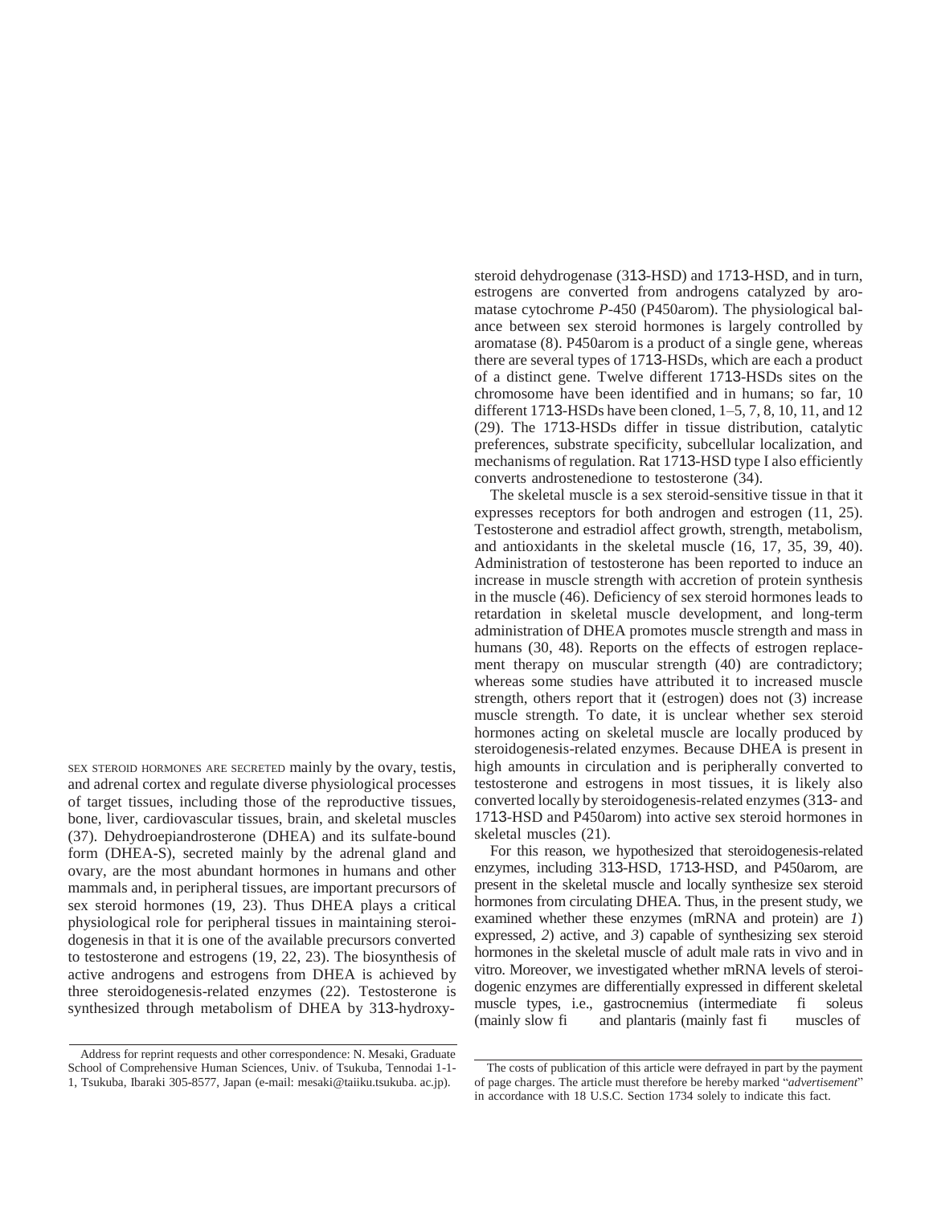SEX STEROID HORMONES ARE SECRETED mainly by the ovary, testis, and adrenal cortex and regulate diverse physiological processes of target tissues, including those of the reproductive tissues, bone, liver, cardiovascular tissues, brain, and skeletal muscles (37). Dehydroepiandrosterone (DHEA) and its sulfate-bound form (DHEA-S), secreted mainly by the adrenal gland and ovary, are the most abundant hormones in humans and other mammals and, in peripheral tissues, are important precursors of sex steroid hormones (19, 23). Thus DHEA plays a critical physiological role for peripheral tissues in maintaining steroidogenesis in that it is one of the available precursors converted to testosterone and estrogens (19, 22, 23). The biosynthesis of active androgens and estrogens from DHEA is achieved by three steroidogenesis-related enzymes (22). Testosterone is synthesized through metabolism of DHEA by 3β-hydroxysteroid dehydrogenase (3β-HSD) and 17β-HSD, and in turn, estrogens are converted from androgens catalyzed by aromatase cytochrome *P*-450 (P450arom). The physiological balance between sex steroid hormones is largely controlled by aromatase (8). P450arom is a product of a single gene, whereas there are several types of 17β-HSDs, which are each a product of a distinct gene. Twelve different 17β-HSDs sites on the chromosome have been identified and in humans; so far, 10 different 17β-HSDs have been cloned, 1–5, 7, 8, 10, 11, and 12 (29). The 17β-HSDs differ in tissue distribution, catalytic preferences, substrate specificity, subcellular localization, and mechanisms of regulation. Rat 17β-HSD type I also efficiently converts androstenedione to testosterone (34).

The skeletal muscle is a sex steroid-sensitive tissue in that it expresses receptors for both androgen and estrogen (11, 25). Testosterone and estradiol affect growth, strength, metabolism, and antioxidants in the skeletal muscle (16, 17, 35, 39, 40). Administration of testosterone has been reported to induce an increase in muscle strength with accretion of protein synthesis in the muscle (46). Deficiency of sex steroid hormones leads to retardation in skeletal muscle development, and long-term administration of DHEA promotes muscle strength and mass in humans (30, 48). Reports on the effects of estrogen replacement therapy on muscular strength (40) are contradictory; whereas some studies have attributed it to increased muscle strength, others report that it (estrogen) does not (3) increase muscle strength. To date, it is unclear whether sex steroid hormones acting on skeletal muscle are locally produced by steroidogenesis-related enzymes. Because DHEA is present in high amounts in circulation and is peripherally converted to testosterone and estrogens in most tissues, it is likely also converted locally by steroidogenesis-related enzymes (3β- and 17β-HSD and P450arom) into active sex steroid hormones in skeletal muscles (21).

For this reason, we hypothesized that steroidogenesis-related enzymes, including 3β-HSD, 17β-HSD, and P450arom, are present in the skeletal muscle and locally synthesize sex steroid hormones from circulating DHEA. Thus, in the present study, we examined whether these enzymes (mRNA and protein) are *1*) expressed, *2*) active, and *3*) capable of synthesizing sex steroid hormones in the skeletal muscle of adult male rats in vivo and in vitro. Moreover, we investigated whether mRNA levels of steroidogenic enzymes are differentially expressed in different skeletal muscle types, i.e., gastrocnemius (intermediate fi soleus (mainly slow fi and plantaris (mainly fast fi muscles of

Address for reprint requests and other correspondence: N. Mesaki, Graduate School of Comprehensive Human Sciences, Univ. of Tsukuba, Tennodai 1-1-1, Tsukuba, Ibaraki 305-8577, Japan (e-mail: mesaki@taiiku.tsukuba. ac.jp).

The costs of publication of this article were defrayed in part by the payment of page charges. The article must therefore be hereby marked "*advertisement*" in accordance with 18 U.S.C. Section 1734 solely to indicate this fact.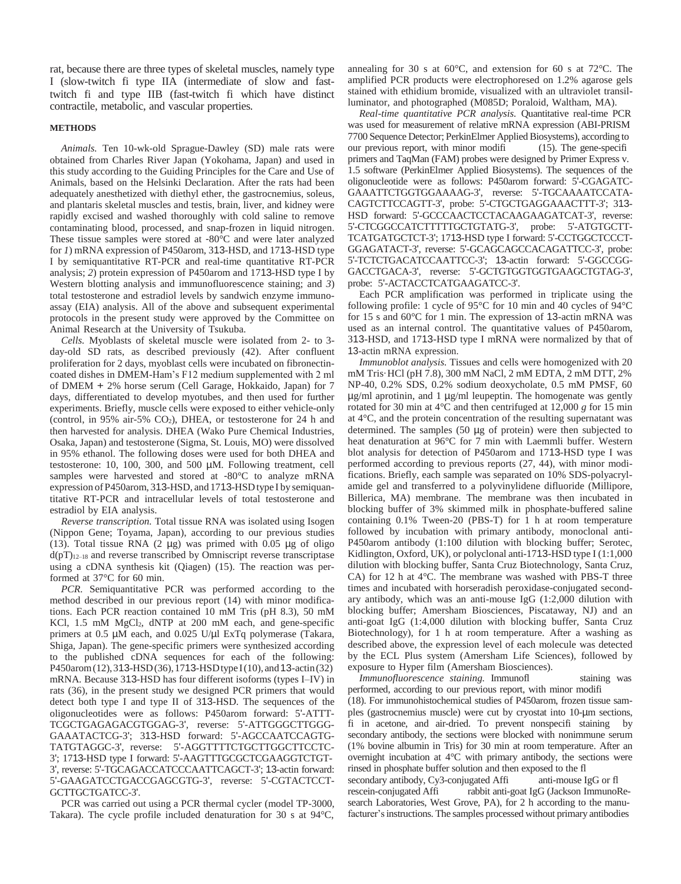rat, because there are three types of skeletal muscles, namely type I (slow-twitch fi type IIA (intermediate of slow and fast-twitch fi and type IIB (fast-twitch fi which have distinct contractile, metabolic, and vascular properties.

## METHODS

*Animals.* Ten 10-wk-old Sprague-Dawley (SD) male rats were obtained from Charles River Japan (Yokohama, Japan) and used in this study according to the Guiding Principles for the Care and Use of Animals, based on the Helsinki Declaration. After the rats had been adequately anesthetized with diethyl ether, the gastrocnemius, soleus, and plantaris skeletal muscles and testis, brain, liver, and kidney were rapidly excised and washed thoroughly with cold saline to remove contaminating blood, processed, and snap-frozen in liquid nitrogen. These tissue samples were stored at -80°C and were later analyzed for *1*) mRNA expression of P450arom, 3ß-HSD, and 17ß-HSD type I by semiquantitative RT-PCR and real-time quantitative RT-PCR analysis; *2*) protein expression of P450arom and 17ß-HSD type I by Western blotting analysis and immunofluorescence staining; and *3*) total testosterone and estradiol levels by sandwich enzyme immunoassay (EIA) analysis. All of the above and subsequent experimental protocols in the present study were approved by the Committee on Animal Research at the University of Tsukuba.

*Cells.* Myoblasts of skeletal muscle were isolated from 2- to 3-day-old SD rats, as described previously (42). After confluent proliferation for 2 days, myoblast cells were incubated on fibronectin-coated dishes in DMEM-Ham's F12 medium supplemented with 2 ml of DMEM + 2% horse serum (Cell Garage, Hokkaido, Japan) for 7 days, differentiated to develop myotubes, and then used for further experiments. Briefly, muscle cells were exposed to either vehicle-only (control, in 95% air-5% $CO_2$), DHEA, or testosterone for 24 h and then harvested for analysis. DHEA (Wako Pure Chemical Industries, Osaka, Japan) and testosterone (Sigma, St. Louis, MO) were dissolved in 95% ethanol. The following doses were used for both DHEA and testosterone: 10, 100, 300, and 500 μM. Following treatment, cell samples were harvested and stored at -80°C to analyze mRNA expression of P450arom, 3ß-HSD, and 17ß-HSD type I by semiquantitative RT-PCR and intracellular levels of total testosterone and estradiol by EIA analysis.

*Reverse transcription.* Total tissue RNA was isolated using Isogen (Nippon Gene; Toyama, Japan), according to our previous studies (13). Total tissue RNA (2 μg) was primed with 0.05 μg of oligo $d(pT)_{12-18}$ and reverse transcribed by Omniscript reverse transcriptase using a cDNA synthesis kit (Qiagen) (15). The reaction was performed at 37°C for 60 min.

*PCR.* Semiquantitative PCR was performed according to the method described in our previous report (14) with minor modifications. Each PCR reaction contained 10 mM Tris (pH 8.3), 50 mM KCl, 1.5 mM $MgCl_2$, dNTP at 200 mM each, and gene-specific primers at 0.5 μM each, and 0.025 U/μl ExTq polymerase (Takara, Shiga, Japan). The gene-specific primers were synthesized according to the published cDNA sequences for each of the following: P450arom (12), 3ß-HSD (36), 17ß-HSD type I (10), and ß-actin (32) mRNA. Because 3ß-HSD has four different isoforms (types I–IV) in rats (36), in the present study we designed PCR primers that would detect both type I and type II of 3ß-HSD. The sequences of the oligonucleotides were as follows: P450arom forward: 5'-ATTTTCGCTGAGAGACGTGGAG-3', reverse: 5'-ATTGGGCTTGGGGAAATACTCG-3'; 3ß-HSD forward: 5'-AGCCAATCCAGTGTATGTAGGC-3', reverse: 5'-AGGTTTTCTGCTTGGCTTCCTC-3'; 17ß-HSD type I forward: 5'-AAGTTTGCGCTCGAAGGTCTGT-3', reverse: 5'-TGCAGACCATCCCAATTCAGCT-3'; ß-actin forward: 5'-GAAGATCCTGACCGAGCGTG-3', reverse: 5'-CGTACTCCTGCTTGCTGATCC-3'.

PCR was carried out using a PCR thermal cycler (model TP-3000, Takara). The cycle profile included denaturation for 30 s at 94°C, annealing for 30 s at 60°C, and extension for 60 s at 72°C. The amplified PCR products were electrophoresed on 1.2% agarose gels stained with ethidium bromide, visualized with an ultraviolet transilluminator, and photographed (M085D; Poraloid, Waltham, MA).

*Real-time quantitative PCR analysis.* Quantitative real-time PCR was used for measurement of relative mRNA expression (ABI-PRISM 7700 Sequence Detector; PerkinElmer Applied Biosystems), according to our previous report, with minor modifi (15). The gene-specifi primers and TaqMan (FAM) probes were designed by Primer Express v. 1.5 software (PerkinElmer Applied Biosystems). The sequences of the oligonucleotide were as follows: P450arom forward: 5'-CGAGATCGAAATTCTGGTGGAAAAG-3', reverse: 5'-TGCAAAATCCATACAGTCTTCCAGTT-3', probe: 5'-CTGCTGAGGAAACTTT-3'; 3ß-HSD forward: 5'-GCCCAACTCCTACAAGAAGATCAT-3', reverse: 5'-CTCGGCCATCTTTTTGCTGTATG-3', probe: 5'-ATGTGCTTTCATGATGCTCT-3'; 17ß-HSD type I forward: 5'-CCTGGCTCCCTGGAGATACT-3', reverse: 5'-GCAGCAGCCACAGATTCC-3', probe: 5'-TCTCTGACATCCAATTCC-3'; ß-actin forward: 5'-GGCCGGGACCTGACA-3', reverse: 5'-GCTGTGGTGGTGAAGCTGTAG-3', probe: 5'-ACTACCTCATGAAGATCC-3'.

Each PCR amplification was performed in triplicate using the following profile: 1 cycle of 95°C for 10 min and 40 cycles of 94°C for 15 s and 60°C for 1 min. The expression of ß-actin mRNA was used as an internal control. The quantitative values of P450arom, 3ß-HSD, and 17ß-HSD type I mRNA were normalized by that of ß-actin mRNA expression.

*Immunoblot analysis.* Tissues and cells were homogenized with 20 mM Tris·HCl (pH 7.8), 300 mM NaCl, 2 mM EDTA, 2 mM DTT, 2% NP-40, 0.2% SDS, 0.2% sodium deoxycholate, 0.5 mM PMSF, 60 μg/ml aprotinin, and 1 μg/ml leupeptin. The homogenate was gently rotated for 30 min at 4°C and then centrifuged at 12,000 *g* for 15 min at 4°C, and the protein concentration of the resulting supernatant was determined. The samples (50 μg of protein) were then subjected to heat denaturation at 96°C for 7 min with Laemmli buffer. Western blot analysis for detection of P450arom and 17ß-HSD type I was performed according to previous reports (27, 44), with minor modifications. Briefly, each sample was separated on 10% SDS-polyacrylamide gel and transferred to a polyvinylidene difluoride (Millipore, Billerica, MA) membrane. The membrane was then incubated in blocking buffer of 3% skimmed milk in phosphate-buffered saline containing 0.1% Tween-20 (PBS-T) for 1 h at room temperature followed by incubation with primary antibody, monoclonal anti-P450arom antibody (1:100 dilution with blocking buffer; Serotec, Kidlington, Oxford, UK), or polyclonal anti-17ß-HSD type I (1:1,000 dilution with blocking buffer, Santa Cruz Biotechnology, Santa Cruz, CA) for 12 h at 4°C. The membrane was washed with PBS-T three times and incubated with horseradish peroxidase-conjugated secondary antibody, which was an anti-mouse IgG (1:2,000 dilution with blocking buffer; Amersham Biosciences, Piscataway, NJ) and an anti-goat IgG (1:4,000 dilution with blocking buffer, Santa Cruz Biotechnology), for 1 h at room temperature. After a washing as described above, the expression level of each molecule was detected by the ECL Plus system (Amersham Life Sciences), followed by exposure to Hyper film (Amersham Biosciences).

*Immunofluorescence staining.* Immunofl staining was performed, according to our previous report, with minor modifi (18). For immunohistochemical studies of P450arom, frozen tissue samples (gastrocnemius muscle) were cut by cryostat into 10-μm sections, fi in acetone, and air-dried. To prevent nonspecifi staining by secondary antibody, the sections were blocked with nonimmune serum (1% bovine albumin in Tris) for 30 min at room temperature. After an overnight incubation at 4°C with primary antibody, the sections were rinsed in phosphate buffer solution and then exposed to the fl secondary antibody, Cy3-conjugated Affi anti-mouse IgG or fl rescein-conjugated Affi rabbit anti-goat IgG (Jackson ImmunoResearch Laboratories, West Grove, PA), for 2 h according to the manufacturer's instructions. The samples processed without primary antibodies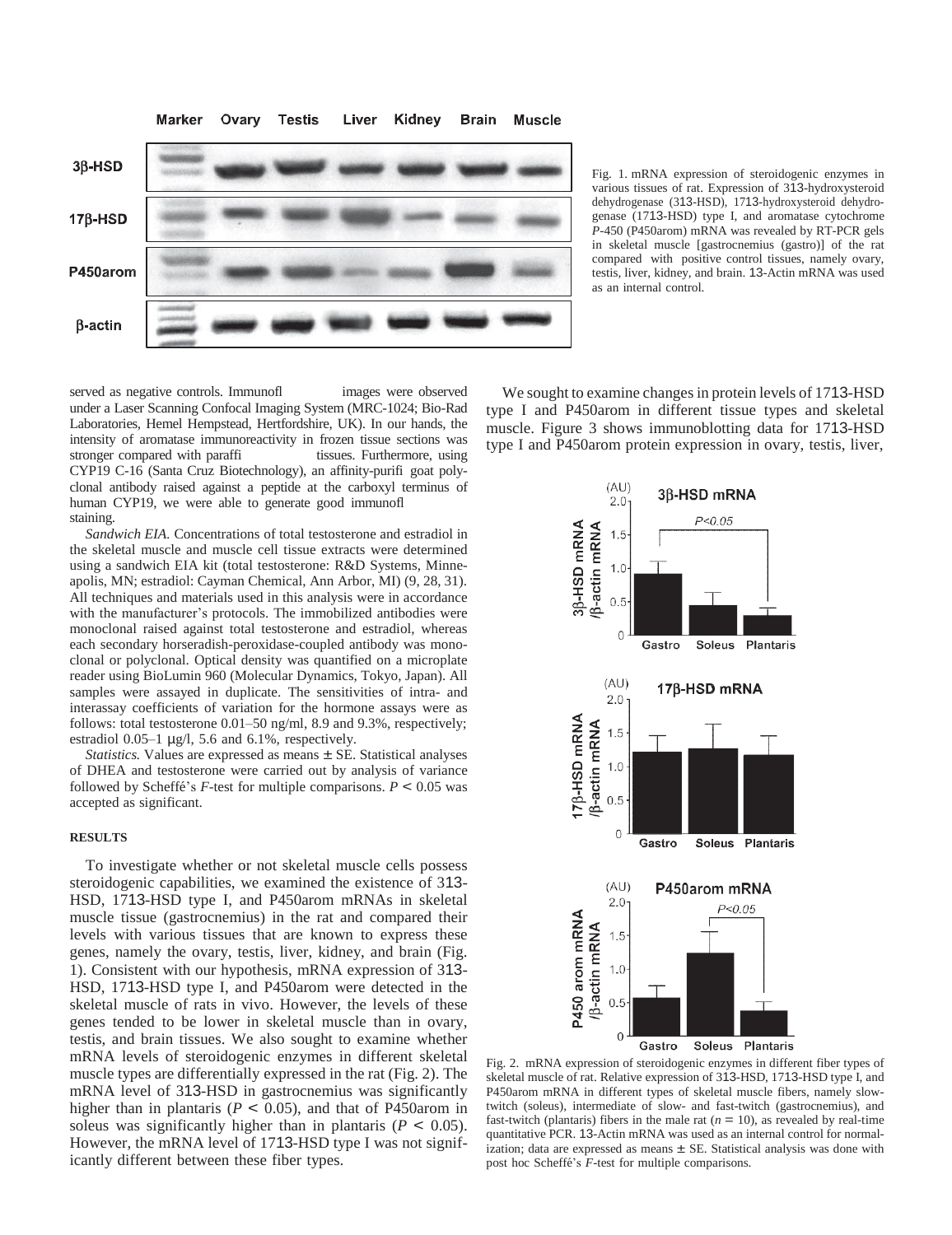Marker Ovary Testis Liver Kidney Brain Muscle

3β-HSD

17β-HSD

P450arom

β-actin

Fig. 1. mRNA expression of steroidogenic enzymes in various tissues of rat. Expression of 3β-hydroxysteroid dehydrogenase (3β-HSD), 17β-hydroxysteroid dehydrogenase (17β-HSD) type I, and aromatase cytochrome *P*-450 (P450arom) mRNA was revealed by RT-PCR gels in skeletal muscle [gastrocnemius (gastro)] of the rat compared with positive control tissues, namely ovary, testis, liver, kidney, and brain. β-Actin mRNA was used as an internal control.

served as negative controls. Immunofl images were observed under a Laser Scanning Confocal Imaging System (MRC-1024; Bio-Rad Laboratories, Hemel Hempstead, Hertfordshire, UK). In our hands, the intensity of aromatase immunoreactivity in frozen tissue sections was stronger compared with paraffi tissues. Furthermore, using CYP19 C-16 (Santa Cruz Biotechnology), an affinity-purifi goat polyclonal antibody raised against a peptide at the carboxyl terminus of human CYP19, we were able to generate good immunofl staining.

*Sandwich EIA.* Concentrations of total testosterone and estradiol in the skeletal muscle and muscle cell tissue extracts were determined using a sandwich EIA kit (total testosterone: R&D Systems, Minneapolis, MN; estradiol: Cayman Chemical, Ann Arbor, MI) (9, 28, 31). All techniques and materials used in this analysis were in accordance with the manufacturer's protocols. The immobilized antibodies were monoclonal raised against total testosterone and estradiol, whereas each secondary horseradish-peroxidase-coupled antibody was monoclonal or polyclonal. Optical density was quantified on a microplate reader using BioLumin 960 (Molecular Dynamics, Tokyo, Japan). All samples were assayed in duplicate. The sensitivities of intra- and interassay coefficients of variation for the hormone assays were as follows: total testosterone 0.01–50 ng/ml, 8.9 and 9.3%, respectively; estradiol 0.05–1 μg/l, 5.6 and 6.1%, respectively.

*Statistics.* Values are expressed as means ± SE. Statistical analyses of DHEA and testosterone were carried out by analysis of variance followed by Scheffé's *F*-test for multiple comparisons. $P < 0.05$ was accepted as significant.

## RESULTS

To investigate whether or not skeletal muscle cells possess steroidogenic capabilities, we examined the existence of 3β-HSD, 17β-HSD type I, and P450arom mRNAs in skeletal muscle tissue (gastrocnemius) in the rat and compared their levels with various tissues that are known to express these genes, namely the ovary, testis, liver, kidney, and brain (Fig. 1). Consistent with our hypothesis, mRNA expression of 3β-HSD, 17β-HSD type I, and P450arom were detected in the skeletal muscle of rats in vivo. However, the levels of these genes tended to be lower in skeletal muscle than in ovary, testis, and brain tissues. We also sought to examine whether mRNA levels of steroidogenic enzymes in different skeletal muscle types are differentially expressed in the rat (Fig. 2). The mRNA level of 3β-HSD in gastrocnemius was significantly higher than in plantaris ($P < 0.05$), and that of P450arom in soleus was significantly higher than in plantaris ($P < 0.05$). However, the mRNA level of 17β-HSD type I was not significantly different between these fiber types.

We sought to examine changes in protein levels of 17β-HSD type I and P450arom in different tissue types and skeletal muscle. Figure 3 shows immunoblotting data for 17β-HSD type I and P450arom protein expression in ovary, testis, liver,

(AU)
3β-HSD mRNA
P<0.05
3β-HSD mRNA /β-actin mRNA
2.0
1.5
1.0
0.5
0
Gastro Soleus Plantaris

(AU)
17β-HSD mRNA
17β-HSD mRNA /β-actin mRNA
2.0
1.5
1.0
0.5
0
Gastro Soleus Plantaris

(AU)
P450arom mRNA
P<0.05
P450 arom mRNA /β-actin mRNA
2.0
1.5
1.0
0.5
0
Gastro Soleus Plantaris

Fig. 2. mRNA expression of steroidogenic enzymes in different fiber types of skeletal muscle of rat. Relative expression of 3β-HSD, 17β-HSD type I, and P450arom mRNA in different types of skeletal muscle fibers, namely slow-twitch (soleus), intermediate of slow- and fast-twitch (gastrocnemius), and fast-twitch (plantaris) fibers in the male rat ($n = 10$), as revealed by real-time quantitative PCR. β-Actin mRNA was used as an internal control for normalization; data are expressed as means ± SE. Statistical analysis was done with post hoc Scheffé's *F*-test for multiple comparisons.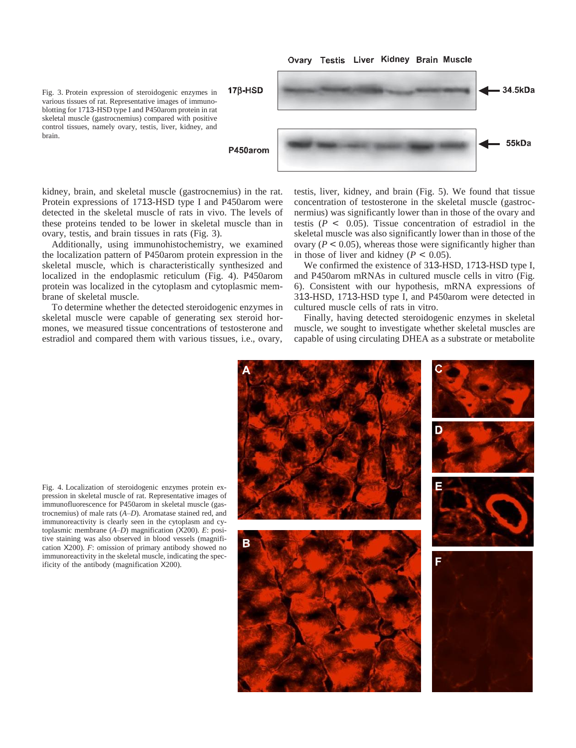Ovary Testis Liver Kidney Brain Muscle

17β-HSD

34.5kDa

P450arom

55kDa

Fig. 3. Protein expression of steroidogenic enzymes in various tissues of rat. Representative images of immunoblotting for 17β-HSD type I and P450arom protein in rat skeletal muscle (gastrocnemius) compared with positive control tissues, namely ovary, testis, liver, kidney, and brain.

kidney, brain, and skeletal muscle (gastrocnemius) in the rat. Protein expressions of 17β-HSD type I and P450arom were detected in the skeletal muscle of rats in vivo. The levels of these proteins tended to be lower in skeletal muscle than in ovary, testis, and brain tissues in rats (Fig. 3).

Additionally, using immunohistochemistry, we examined the localization pattern of P450arom protein expression in the skeletal muscle, which is characteristically synthesized and localized in the endoplasmic reticulum (Fig. 4). P450arom protein was localized in the cytoplasm and cytoplasmic membrane of skeletal muscle.

To determine whether the detected steroidogenic enzymes in skeletal muscle were capable of generating sex steroid hormones, we measured tissue concentrations of testosterone and estradiol and compared them with various tissues, i.e., ovary, testis, liver, kidney, and brain (Fig. 5). We found that tissue concentration of testosterone in the skeletal muscle (gastrocnermius) was significantly lower than in those of the ovary and testis ($P < 0.05$). Tissue concentration of estradiol in the skeletal muscle was also significantly lower than in those of the ovary ($P < 0.05$), whereas those were significantly higher than in those of liver and kidney ($P < 0.05$).

We confirmed the existence of 3β-HSD, 17β-HSD type I, and P450arom mRNAs in cultured muscle cells in vitro (Fig. 6). Consistent with our hypothesis, mRNA expressions of 3β-HSD, 17β-HSD type I, and P450arom were detected in cultured muscle cells of rats in vitro.

Finally, having detected steroidogenic enzymes in skeletal muscle, we sought to investigate whether skeletal muscles are capable of using circulating DHEA as a substrate or metabolite

A B C D E F

Fig. 4. Localization of steroidogenic enzymes protein expression in skeletal muscle of rat. Representative images of immunofluorescence for P450arom in skeletal muscle (gastrocnemius) of male rats (*A–D*). Aromatase stained red, and immunoreactivity is clearly seen in the cytoplasm and cytoplasmic membrane (*A–D*) magnification (X200). *E*: positive staining was also observed in blood vessels (magnification X200). *F*: omission of primary antibody showed no immunoreactivity in the skeletal muscle, indicating the specificity of the antibody (magnification X200).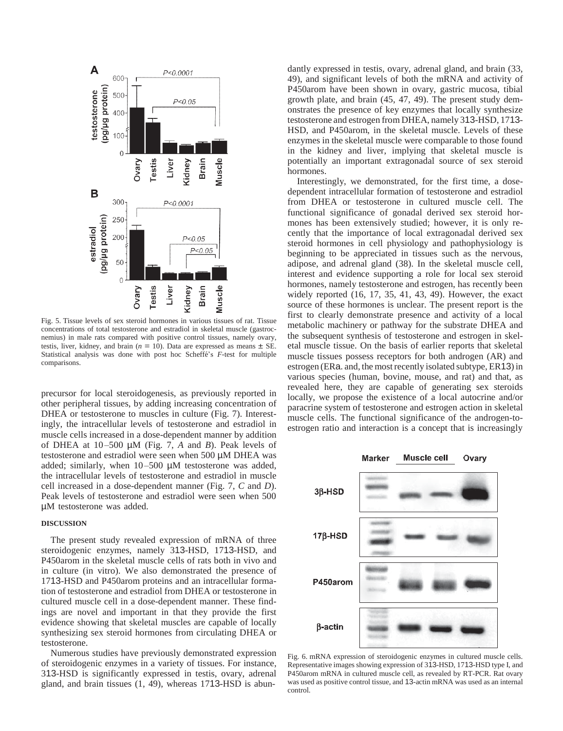A

testosterone (pg/μg protein)

600

500

400

100

0

P<0.0001

P<0.05

Ovary Testis Liver Kidney Brain Muscle

B

estradiol (pg/μg protein)

300

250

200

50

0

P<0.0001

P<0.05

P<0.05

Ovary Testis Liver Kidney Brain Muscle

Fig. 5. Tissue levels of sex steroid hormones in various tissues of rat. Tissue concentrations of total testosterone and estradiol in skeletal muscle (gastrocnemius) in male rats compared with positive control tissues, namely ovary, testis, liver, kidney, and brain ($n = 10$). Data are expressed as means ± SE. Statistical analysis was done with post hoc Scheffé's *F*-test for multiple comparisons.

precursor for local steroidogenesis, as previously reported in other peripheral tissues, by adding increasing concentration of DHEA or testosterone to muscles in culture (Fig. 7). Interestingly, the intracellular levels of testosterone and estradiol in muscle cells increased in a dose-dependent manner by addition of DHEA at 10–500 μM (Fig. 7, *A* and *B*). Peak levels of testosterone and estradiol were seen when 500 μM DHEA was added; similarly, when 10–500 μM testosterone was added, the intracellular levels of testosterone and estradiol in muscle cell increased in a dose-dependent manner (Fig. 7, *C* and *D*). Peak levels of testosterone and estradiol were seen when 500 μM testosterone was added.

## DISCUSSION

The present study revealed expression of mRNA of three steroidogenic enzymes, namely 3β-HSD, 17β-HSD, and P450arom in the skeletal muscle cells of rats both in vivo and in culture (in vitro). We also demonstrated the presence of 17β-HSD and P450arom proteins and an intracellular formation of testosterone and estradiol from DHEA or testosterone in cultured muscle cell in a dose-dependent manner. These findings are novel and important in that they provide the first evidence showing that skeletal muscles are capable of locally synthesizing sex steroid hormones from circulating DHEA or testosterone.

Numerous studies have previously demonstrated expression of steroidogenic enzymes in a variety of tissues. For instance, 3β-HSD is significantly expressed in testis, ovary, adrenal gland, and brain tissues (1, 49), whereas 17β-HSD is abundantly expressed in testis, ovary, adrenal gland, and brain (33, 49), and significant levels of both the mRNA and activity of P450arom have been shown in ovary, gastric mucosa, tibial growth plate, and brain (45, 47, 49). The present study demonstrates the presence of key enzymes that locally synthesize testosterone and estrogen from DHEA, namely 3β-HSD, 17β-HSD, and P450arom, in the skeletal muscle. Levels of these enzymes in the skeletal muscle were comparable to those found in the kidney and liver, implying that skeletal muscle is potentially an important extragonadal source of sex steroid hormones.

Interestingly, we demonstrated, for the first time, a dose-dependent intracellular formation of testosterone and estradiol from DHEA or testosterone in cultured muscle cell. The functional significance of gonadal derived sex steroid hormones has been extensively studied; however, it is only recently that the importance of local extragonadal derived sex steroid hormones in cell physiology and pathophysiology is beginning to be appreciated in tissues such as the nervous, adipose, and adrenal gland (38). In the skeletal muscle cell, interest and evidence supporting a role for local sex steroid hormones, namely testosterone and estrogen, has recently been widely reported (16, 17, 35, 41, 43, 49). However, the exact source of these hormones is unclear. The present report is the first to clearly demonstrate presence and activity of a local metabolic machinery or pathway for the substrate DHEA and the subsequent synthesis of testosterone and estrogen in skeletal muscle tissue. On the basis of earlier reports that skeletal muscle tissues possess receptors for both androgen (AR) and estrogen (ERα and, the most recently isolated subtype, ERβ) in various species (human, bovine, mouse, and rat) and that, as revealed here, they are capable of generating sex steroids locally, we propose the existence of a local autocrine and/or paracrine system of testosterone and estrogen action in skeletal muscle cells. The functional significance of the androgen-to-estrogen ratio and interaction is a concept that is increasingly

Marker Muscle cell Ovary

3β-HSD

17β-HSD

P450arom

β-actin

Fig. 6. mRNA expression of steroidogenic enzymes in cultured muscle cells. Representative images showing expression of 3β-HSD, 17β-HSD type I, and P450arom mRNA in cultured muscle cell, as revealed by RT-PCR. Rat ovary was used as positive control tissue, and β-actin mRNA was used as an internal control.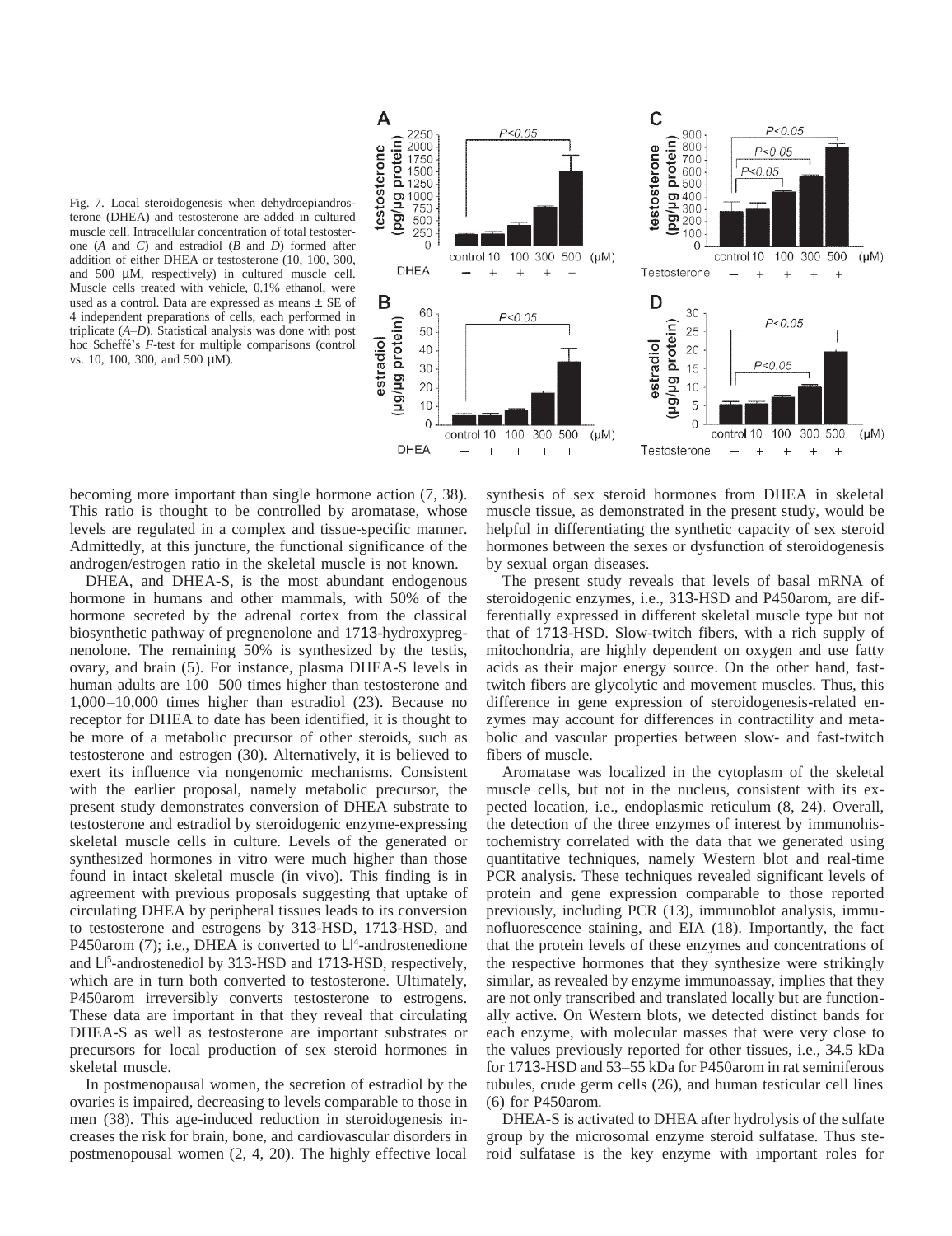A

testosterone (pg/μg protein)

2250
2000
1750
1500
1250
1000
750
500
250
0

P<0.05

control 10 100 300 500 (μM)

DHEA − + + + +

B

estradiol (μg/μg protein)

60
50
40
30
20
10
0

P<0.05

control 10 100 300 500 (μM)

DHEA − + + + +

C

testosterone (pg/μg protein)

900
800
700
600
500
400
300
200
100
0

P<0.05

P<0.05

P<0.05

control 10 100 300 500 (μM)

Testosterone − + + + +

D

estradiol (μg/μg protein)

30
25
20
15
10
5
0

P<0.05

P<0.05

control 10 100 300 500 (μM)

Testosterone − + + + +

Fig. 7. Local steroidogenesis when dehydroepiandrosterone (DHEA) and testosterone are added in cultured muscle cell. Intracellular concentration of total testosterone (*A* and *C*) and estradiol (*B* and *D*) formed after addition of either DHEA or testosterone (10, 100, 300, and 500 μM, respectively) in cultured muscle cell. Muscle cells treated with vehicle, 0.1% ethanol, were used as a control. Data are expressed as means ± SE of 4 independent preparations of cells, each performed in triplicate (*A*–*D*). Statistical analysis was done with post hoc Scheffé's *F*-test for multiple comparisons (control vs. 10, 100, 300, and 500 μM).

becoming more important than single hormone action (7, 38). This ratio is thought to be controlled by aromatase, whose levels are regulated in a complex and tissue-specific manner. Admittedly, at this juncture, the functional significance of the androgen/estrogen ratio in the skeletal muscle is not known.

DHEA, and DHEA-S, is the most abundant endogenous hormone in humans and other mammals, with 50% of the hormone secreted by the adrenal cortex from the classical biosynthetic pathway of pregnenolone and 17β-hydroxypregnenolone. The remaining 50% is synthesized by the testis, ovary, and brain (5). For instance, plasma DHEA-S levels in human adults are 100–500 times higher than testosterone and 1,000–10,000 times higher than estradiol (23). Because no receptor for DHEA to date has been identified, it is thought to be more of a metabolic precursor of other steroids, such as testosterone and estrogen (30). Alternatively, it is believed to exert its influence via nongenomic mechanisms. Consistent with the earlier proposal, namely metabolic precursor, the present study demonstrates conversion of DHEA substrate to testosterone and estradiol by steroidogenic enzyme-expressing skeletal muscle cells in culture. Levels of the generated or synthesized hormones in vitro were much higher than those found in intact skeletal muscle (in vivo). This finding is in agreement with previous proposals suggesting that uptake of circulating DHEA by peripheral tissues leads to its conversion to testosterone and estrogens by 3β-HSD, 17β-HSD, and P450arom (7); i.e., DHEA is converted to $\Delta^4$-androstenedione and $\Delta^5$-androstenediol by 3β-HSD and 17β-HSD, respectively, which are in turn both converted to testosterone. Ultimately, P450arom irreversibly converts testosterone to estrogens. These data are important in that they reveal that circulating DHEA-S as well as testosterone are important substrates or precursors for local production of sex steroid hormones in skeletal muscle.

In postmenopausal women, the secretion of estradiol by the ovaries is impaired, decreasing to levels comparable to those in men (38). This age-induced reduction in steroidogenesis increases the risk for brain, bone, and cardiovascular disorders in postmenopausal women (2, 4, 20). The highly effective local synthesis of sex steroid hormones from DHEA in skeletal muscle tissue, as demonstrated in the present study, would be helpful in differentiating the synthetic capacity of sex steroid hormones between the sexes or dysfunction of steroidogenesis by sexual organ diseases.

The present study reveals that levels of basal mRNA of steroidogenic enzymes, i.e., 3β-HSD and P450arom, are differentially expressed in different skeletal muscle type but not that of 17β-HSD. Slow-twitch fibers, with a rich supply of mitochondria, are highly dependent on oxygen and use fatty acids as their major energy source. On the other hand, fast-twitch fibers are glycolytic and movement muscles. Thus, this difference in gene expression of steroidogenesis-related enzymes may account for differences in contractility and metabolic and vascular properties between slow- and fast-twitch fibers of muscle.

Aromatase was localized in the cytoplasm of the skeletal muscle cells, but not in the nucleus, consistent with its expected location, i.e., endoplasmic reticulum (8, 24). Overall, the detection of the three enzymes of interest by immunohistochemistry correlated with the data that we generated using quantitative techniques, namely Western blot and real-time PCR analysis. These techniques revealed significant levels of protein and gene expression comparable to those reported previously, including PCR (13), immunoblot analysis, immunofluorescence staining, and EIA (18). Importantly, the fact that the protein levels of these enzymes and concentrations of the respective hormones that they synthesize were strikingly similar, as revealed by enzyme immunoassay, implies that they are not only transcribed and translated locally but are functionally active. On Western blots, we detected distinct bands for each enzyme, with molecular masses that were very close to the values previously reported for other tissues, i.e., 34.5 kDa for 17β-HSD and 53–55 kDa for P450arom in rat seminiferous tubules, crude germ cells (26), and human testicular cell lines (6) for P450arom.

DHEA-S is activated to DHEA after hydrolysis of the sulfate group by the microsomal enzyme steroid sulfatase. Thus steroid sulfatase is the key enzyme with important roles for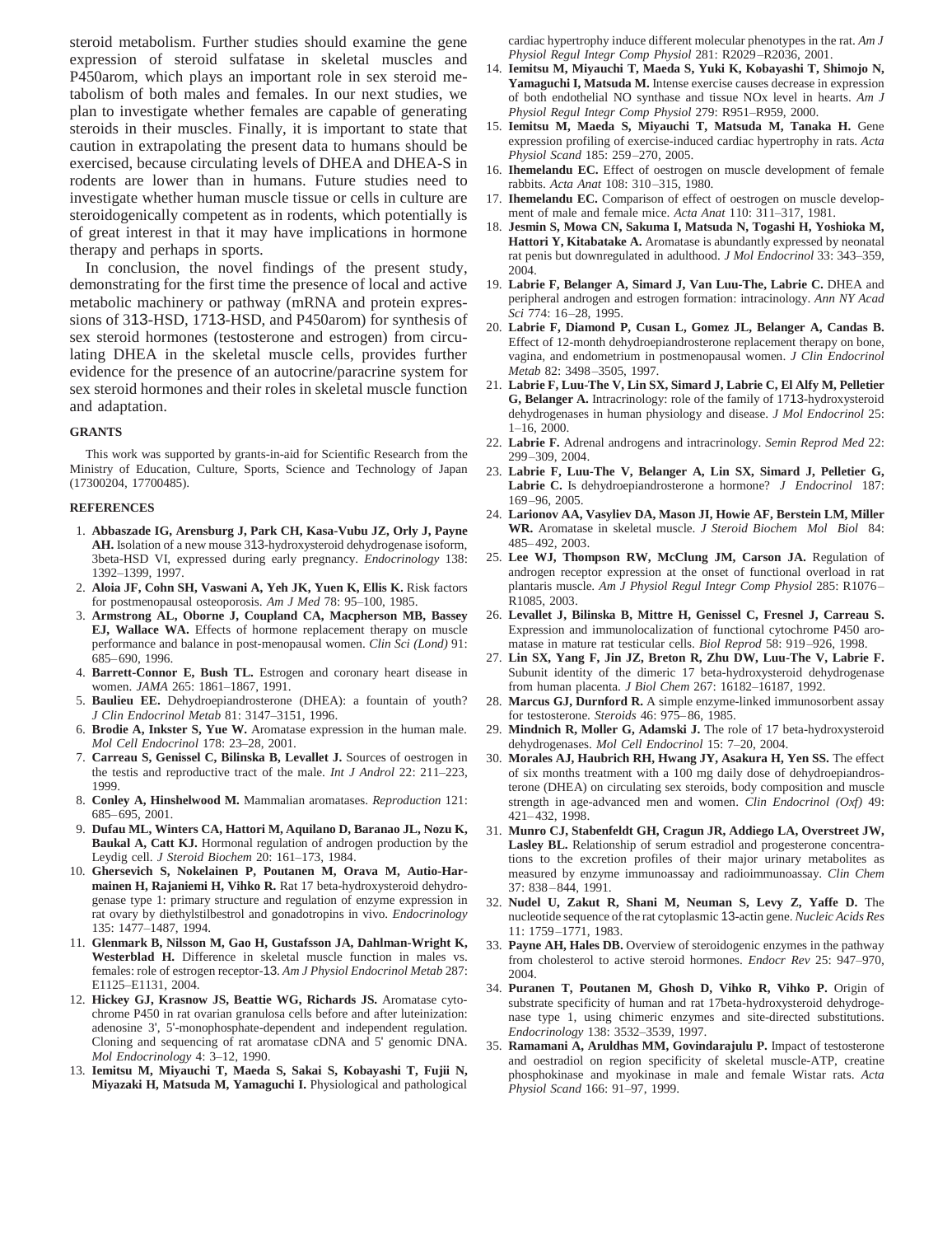steroid metabolism. Further studies should examine the gene expression of steroid sulfatase in skeletal muscles and P450arom, which plays an important role in sex steroid metabolism of both males and females. In our next studies, we plan to investigate whether females are capable of generating steroids in their muscles. Finally, it is important to state that caution in extrapolating the present data to humans should be exercised, because circulating levels of DHEA and DHEA-S in rodents are lower than in humans. Future studies need to investigate whether human muscle tissue or cells in culture are steroidogenically competent as in rodents, which potentially is of great interest in that it may have implications in hormone therapy and perhaps in sports.

In conclusion, the novel findings of the present study, demonstrating for the first time the presence of local and active metabolic machinery or pathway (mRNA and protein expressions of 3β-HSD, 17β-HSD, and P450arom) for synthesis of sex steroid hormones (testosterone and estrogen) from circulating DHEA in the skeletal muscle cells, provides further evidence for the presence of an autocrine/paracrine system for sex steroid hormones and their roles in skeletal muscle function and adaptation.

#### GRANTS

This work was supported by grants-in-aid for Scientific Research from the Ministry of Education, Culture, Sports, Science and Technology of Japan (17300204, 17700485).

#### REFERENCES

1. **Abbaszade IG, Arensburg J, Park CH, Kasa-Vubu JZ, Orly J, Payne AH.** Isolation of a new mouse 3β-hydroxysteroid dehydrogenase isoform, 3beta-HSD VI, expressed during early pregnancy. *Endocrinology* 138: 1392–1399, 1997.
2. **Aloia JF, Cohn SH, Vaswani A, Yeh JK, Yuen K, Ellis K.** Risk factors for postmenopausal osteoporosis. *Am J Med* 78: 95–100, 1985.
3. **Armstrong AL, Oborne J, Coupland CA, Macpherson MB, Bassey EJ, Wallace WA.** Effects of hormone replacement therapy on muscle performance and balance in post-menopausal women. *Clin Sci (Lond)* 91: 685–690, 1996.
4. **Barrett-Connor E, Bush TL.** Estrogen and coronary heart disease in women. *JAMA* 265: 1861–1867, 1991.
5. **Baulieu EE.** Dehydroepiandrosterone (DHEA): a fountain of youth? *J Clin Endocrinol Metab* 81: 3147–3151, 1996.
6. **Brodie A, Inkster S, Yue W.** Aromatase expression in the human male. *Mol Cell Endocrinol* 178: 23–28, 2001.
7. **Carreau S, Genissel C, Bilinska B, Levallet J.** Sources of oestrogen in the testis and reproductive tract of the male. *Int J Androl* 22: 211–223, 1999.
8. **Conley A, Hinshelwood M.** Mammalian aromatases. *Reproduction* 121: 685–695, 2001.
9. **Dufau ML, Winters CA, Hattori M, Aquilano D, Baranao JL, Nozu K, Baukal A, Catt KJ.** Hormonal regulation of androgen production by the Leydig cell. *J Steroid Biochem* 20: 161–173, 1984.
10. **Ghersevich S, Nokelainen P, Poutanen M, Orava M, Autio-Harmainen H, Rajaniemi H, Vihko R.** Rat 17 beta-hydroxysteroid dehydrogenase type 1: primary structure and regulation of enzyme expression in rat ovary by diethylstilbestrol and gonadotropins in vivo. *Endocrinology* 135: 1477–1487, 1994.
11. **Glenmark B, Nilsson M, Gao H, Gustafsson JA, Dahlman-Wright K, Westerblad H.** Difference in skeletal muscle function in males vs. females: role of estrogen receptor-β. *Am J Physiol Endocrinol Metab* 287: E1125–E1131, 2004.
12. **Hickey GJ, Krasnow JS, Beattie WG, Richards JS.** Aromatase cytochrome P450 in rat ovarian granulosa cells before and after luteinization: adenosine 3', 5'-monophosphate-dependent and independent regulation. Cloning and sequencing of rat aromatase cDNA and 5' genomic DNA. *Mol Endocrinology* 4: 3–12, 1990.
13. **Iemitsu M, Miyauchi T, Maeda S, Sakai S, Kobayashi T, Fujii N, Miyazaki H, Matsuda M, Yamaguchi I.** Physiological and pathological cardiac hypertrophy induce different molecular phenotypes in the rat. *Am J Physiol Regul Integr Comp Physiol* 281: R2029–R2036, 2001.
14. **Iemitsu M, Miyauchi T, Maeda S, Yuki K, Kobayashi T, Shimojo N, Yamaguchi I, Matsuda M.** Intense exercise causes decrease in expression of both endothelial NO synthase and tissue NOx level in hearts. *Am J Physiol Regul Integr Comp Physiol* 279: R951–R959, 2000.
15. **Iemitsu M, Maeda S, Miyauchi T, Matsuda M, Tanaka H.** Gene expression profiling of exercise-induced cardiac hypertrophy in rats. *Acta Physiol Scand* 185: 259–270, 2005.
16. **Ihemelandu EC.** Effect of oestrogen on muscle development of female rabbits. *Acta Anat* 108: 310–315, 1980.
17. **Ihemelandu EC.** Comparison of effect of oestrogen on muscle development of male and female mice. *Acta Anat* 110: 311–317, 1981.
18. **Jesmin S, Mowa CN, Sakuma I, Matsuda N, Togashi H, Yoshioka M, Hattori Y, Kitabatake A.** Aromatase is abundantly expressed by neonatal rat penis but downregulated in adulthood. *J Mol Endocrinol* 33: 343–359, 2004.
19. **Labrie F, Belanger A, Simard J, Van Luu-The, Labrie C.** DHEA and peripheral androgen and estrogen formation: intracinology. *Ann NY Acad Sci* 774: 16–28, 1995.
20. **Labrie F, Diamond P, Cusan L, Gomez JL, Belanger A, Candas B.** Effect of 12-month dehydroepiandrosterone replacement therapy on bone, vagina, and endometrium in postmenopausal women. *J Clin Endocrinol Metab* 82: 3498–3505, 1997.
21. **Labrie F, Luu-The V, Lin SX, Simard J, Labrie C, El Alfy M, Pelletier G, Belanger A.** Intracrinology: role of the family of 17β-hydroxysteroid dehydrogenases in human physiology and disease. *J Mol Endocrinol* 25: 1–16, 2000.
22. **Labrie F.** Adrenal androgens and intracrinology. *Semin Reprod Med* 22: 299–309, 2004.
23. **Labrie F, Luu-The V, Belanger A, Lin SX, Simard J, Pelletier G, Labrie C.** Is dehydroepiandrosterone a hormone? *J Endocrinol* 187: 169–96, 2005.
24. **Larionov AA, Vasyliev DA, Mason JI, Howie AF, Berstein LM, Miller WR.** Aromatase in skeletal muscle. *J Steroid Biochem Mol Biol* 84: 485–492, 2003.
25. **Lee WJ, Thompson RW, McClung JM, Carson JA.** Regulation of androgen receptor expression at the onset of functional overload in rat plantaris muscle. *Am J Physiol Regul Integr Comp Physiol* 285: R1076–R1085, 2003.
26. **Levallet J, Bilinska B, Mittre H, Genissel C, Fresnel J, Carreau S.** Expression and immunolocalization of functional cytochrome P450 aromatase in mature rat testicular cells. *Biol Reprod* 58: 919–926, 1998.
27. **Lin SX, Yang F, Jin JZ, Breton R, Zhu DW, Luu-The V, Labrie F.** Subunit identity of the dimeric 17 beta-hydroxysteroid dehydrogenase from human placenta. *J Biol Chem* 267: 16182–16187, 1992.
28. **Marcus GJ, Durnford R.** A simple enzyme-linked immunosorbent assay for testosterone. *Steroids* 46: 975–86, 1985.
29. **Mindnich R, Moller G, Adamski J.** The role of 17 beta-hydroxysteroid dehydrogenases. *Mol Cell Endocrinol* 15: 7–20, 2004.
30. **Morales AJ, Haubrich RH, Hwang JY, Asakura H, Yen SS.** The effect of six months treatment with a 100 mg daily dose of dehydroepiandrosterone (DHEA) on circulating sex steroids, body composition and muscle strength in age-advanced men and women. *Clin Endocrinol (Oxf)* 49: 421–432, 1998.
31. **Munro CJ, Stabenfeldt GH, Cragun JR, Addiego LA, Overstreet JW, Lasley BL.** Relationship of serum estradiol and progesterone concentrations to the excretion profiles of their major urinary metabolites as measured by enzyme immunoassay and radioimmunoassay. *Clin Chem* 37: 838–844, 1991.
32. **Nudel U, Zakut R, Shani M, Neuman S, Levy Z, Yaffe D.** The nucleotide sequence of the rat cytoplasmic β-actin gene. *Nucleic Acids Res* 11: 1759–1771, 1983.
33. **Payne AH, Hales DB.** Overview of steroidogenic enzymes in the pathway from cholesterol to active steroid hormones. *Endocr Rev* 25: 947–970, 2004.
34. **Puranen T, Poutanen M, Ghosh D, Vihko R, Vihko P.** Origin of substrate specificity of human and rat 17beta-hydroxysteroid dehydrogenase type 1, using chimeric enzymes and site-directed substitutions. *Endocrinology* 138: 3532–3539, 1997.
35. **Ramamani A, Aruldhas MM, Govindarajulu P.** Impact of testosterone and oestradiol on region specificity of skeletal muscle-ATP, creatine phosphokinase and myokinase in male and female Wistar rats. *Acta Physiol Scand* 166: 91–97, 1999.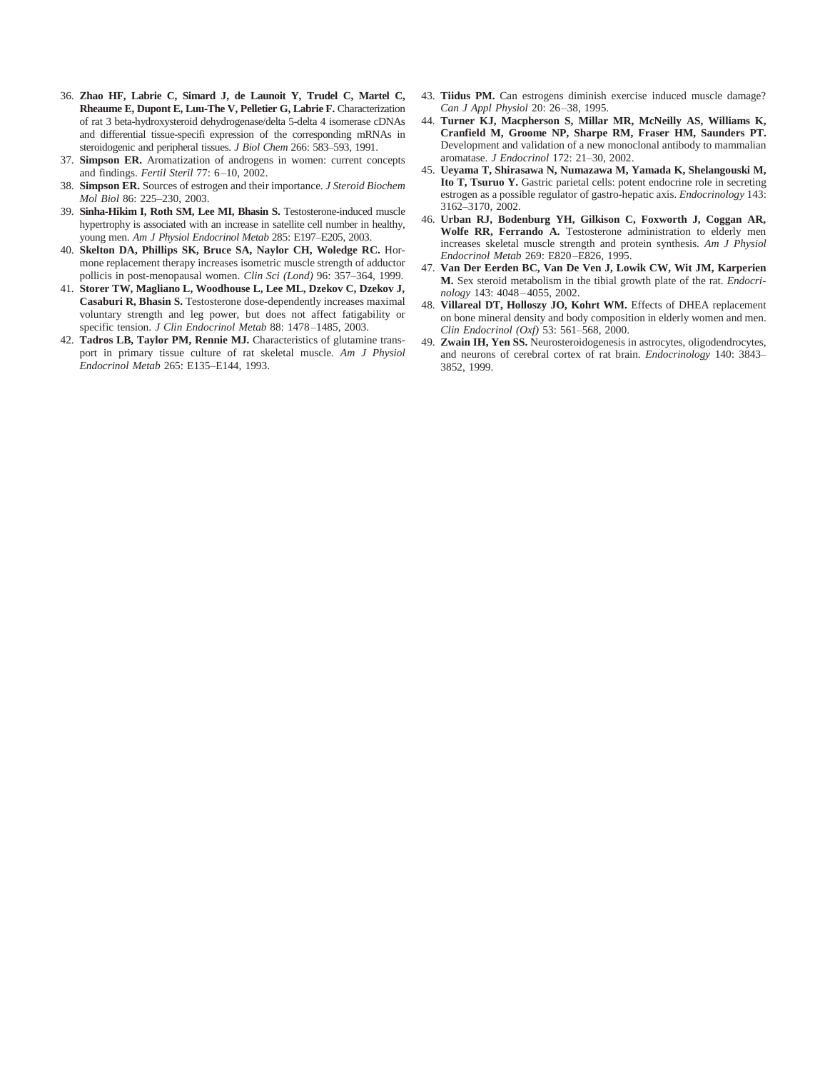36. **Zhao HF, Labrie C, Simard J, de Launoit Y, Trudel C, Martel C, Rheaume E, Dupont E, Luu-The V, Pelletier G, Labrie F.** Characterization of rat 3 beta-hydroxysteroid dehydrogenase/delta 5-delta 4 isomerase cDNAs and differential tissue-specifi expression of the corresponding mRNAs in steroidogenic and peripheral tissues. *J Biol Chem* 266: 583–593, 1991.
37. **Simpson ER.** Aromatization of androgens in women: current concepts and findings. *Fertil Steril* 77: 6–10, 2002.
38. **Simpson ER.** Sources of estrogen and their importance. *J Steroid Biochem Mol Biol* 86: 225–230, 2003.
39. **Sinha-Hikim I, Roth SM, Lee MI, Bhasin S.** Testosterone-induced muscle hypertrophy is associated with an increase in satellite cell number in healthy, young men. *Am J Physiol Endocrinol Metab* 285: E197–E205, 2003.
40. **Skelton DA, Phillips SK, Bruce SA, Naylor CH, Woledge RC.** Hormone replacement therapy increases isometric muscle strength of adductor pollicis in post-menopausal women. *Clin Sci (Lond)* 96: 357–364, 1999.
41. **Storer TW, Magliano L, Woodhouse L, Lee ML, Dzekov C, Dzekov J, Casaburi R, Bhasin S.** Testosterone dose-dependently increases maximal voluntary strength and leg power, but does not affect fatigability or specific tension. *J Clin Endocrinol Metab* 88: 1478–1485, 2003.
42. **Tadros LB, Taylor PM, Rennie MJ.** Characteristics of glutamine transport in primary tissue culture of rat skeletal muscle. *Am J Physiol Endocrinol Metab* 265: E135–E144, 1993.
43. **Tiidus PM.** Can estrogens diminish exercise induced muscle damage? *Can J Appl Physiol* 20: 26–38, 1995.
44. **Turner KJ, Macpherson S, Millar MR, McNeilly AS, Williams K, Cranfield M, Groome NP, Sharpe RM, Fraser HM, Saunders PT.** Development and validation of a new monoclonal antibody to mammalian aromatase. *J Endocrinol* 172: 21–30, 2002.
45. **Ueyama T, Shirasawa N, Numazawa M, Yamada K, Shelangouski M, Ito T, Tsuruo Y.** Gastric parietal cells: potent endocrine role in secreting estrogen as a possible regulator of gastro-hepatic axis. *Endocrinology* 143: 3162–3170, 2002.
46. **Urban RJ, Bodenburg YH, Gilkison C, Foxworth J, Coggan AR, Wolfe RR, Ferrando A.** Testosterone administration to elderly men increases skeletal muscle strength and protein synthesis. *Am J Physiol Endocrinol Metab* 269: E820–E826, 1995.
47. **Van Der Eerden BC, Van De Ven J, Lowik CW, Wit JM, Karperien M.** Sex steroid metabolism in the tibial growth plate of the rat. *Endocrinology* 143: 4048–4055, 2002.
48. **Villareal DT, Holloszy JO, Kohrt WM.** Effects of DHEA replacement on bone mineral density and body composition in elderly women and men. *Clin Endocrinol (Oxf)* 53: 561–568, 2000.
49. **Zwain IH, Yen SS.** Neurosteroidogenesis in astrocytes, oligodendrocytes, and neurons of cerebral cortex of rat brain. *Endocrinology* 140: 3843–3852, 1999.